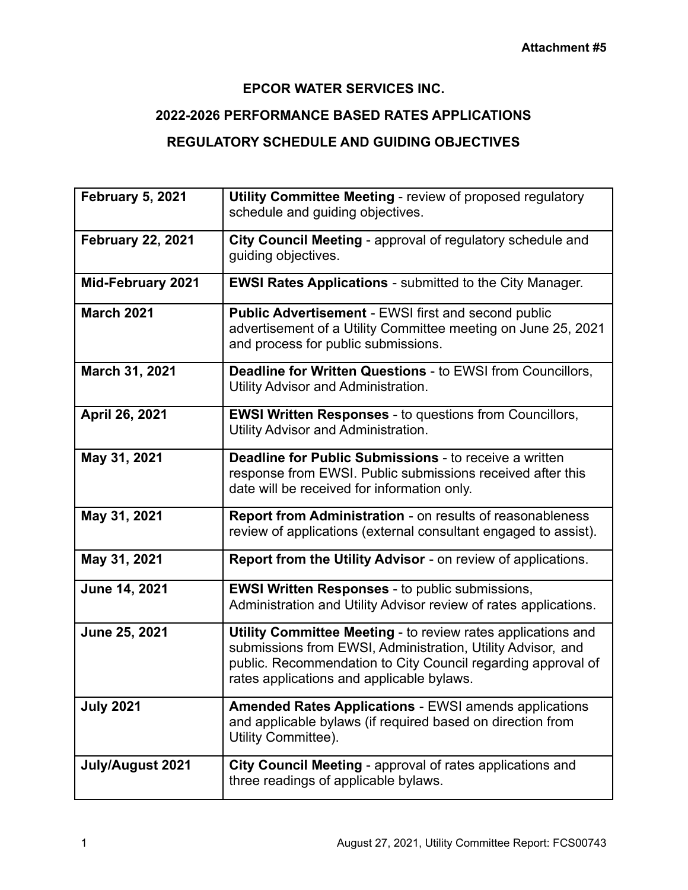**Attachment #5**

# EPCOR WATER SERVICES INC.

## 2022-2026 PERFORMANCE BASED RATES APPLICATIONS

## REGULATORY SCHEDULE AND GUIDING OBJECTIVES

| | |
|---|---|
| **February 5, 2021** | **Utility Committee Meeting** - review of proposed regulatory schedule and guiding objectives. |
| **February 22, 2021** | **City Council Meeting** - approval of regulatory schedule and guiding objectives. |
| **Mid-February 2021** | **EWSI Rates Applications** - submitted to the City Manager. |
| **March 2021** | **Public Advertisement** - EWSI first and second public advertisement of a Utility Committee meeting on June 25, 2021 and process for public submissions. |
| **March 31, 2021** | **Deadline for Written Questions** - to EWSI from Councillors, Utility Advisor and Administration. |
| **April 26, 2021** | **EWSI Written Responses** - to questions from Councillors, Utility Advisor and Administration. |
| **May 31, 2021** | **Deadline for Public Submissions** - to receive a written response from EWSI. Public submissions received after this date will be received for information only. |
| **May 31, 2021** | **Report from Administration** - on results of reasonableness review of applications (external consultant engaged to assist). |
| **May 31, 2021** | **Report from the Utility Advisor** - on review of applications. |
| **June 14, 2021** | **EWSI Written Responses** - to public submissions, Administration and Utility Advisor review of rates applications. |
| **June 25, 2021** | **Utility Committee Meeting** - to review rates applications and submissions from EWSI, Administration, Utility Advisor, and public. Recommendation to City Council regarding approval of rates applications and applicable bylaws. |
| **July 2021** | **Amended Rates Applications** - EWSI amends applications and applicable bylaws (if required based on direction from Utility Committee). |
| **July/August 2021** | **City Council Meeting** - approval of rates applications and three readings of applicable bylaws. |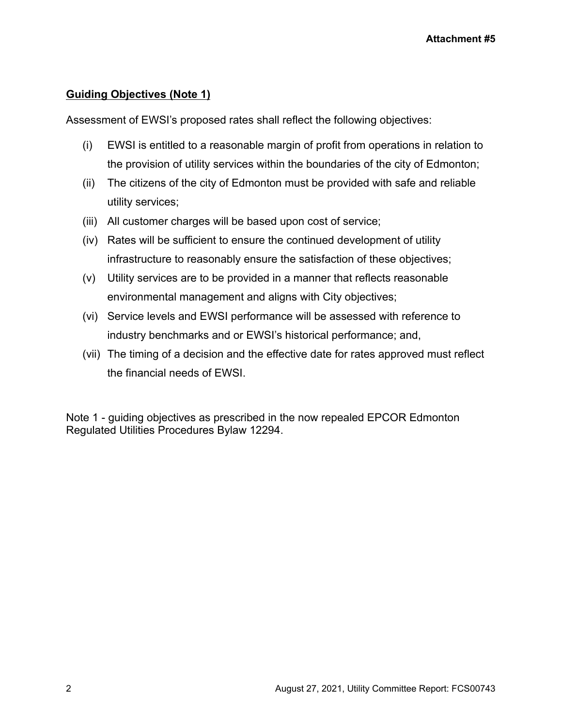Attachment #5

**Guiding Objectives (Note 1)**

Assessment of EWSI's proposed rates shall reflect the following objectives:

(i) EWSI is entitled to a reasonable margin of profit from operations in relation to the provision of utility services within the boundaries of the city of Edmonton;

(ii) The citizens of the city of Edmonton must be provided with safe and reliable utility services;

(iii) All customer charges will be based upon cost of service;

(iv) Rates will be sufficient to ensure the continued development of utility infrastructure to reasonably ensure the satisfaction of these objectives;

(v) Utility services are to be provided in a manner that reflects reasonable environmental management and aligns with City objectives;

(vi) Service levels and EWSI performance will be assessed with reference to industry benchmarks and or EWSI's historical performance; and,

(vii) The timing of a decision and the effective date for rates approved must reflect the financial needs of EWSI.

Note 1 - guiding objectives as prescribed in the now repealed EPCOR Edmonton Regulated Utilities Procedures Bylaw 12294.